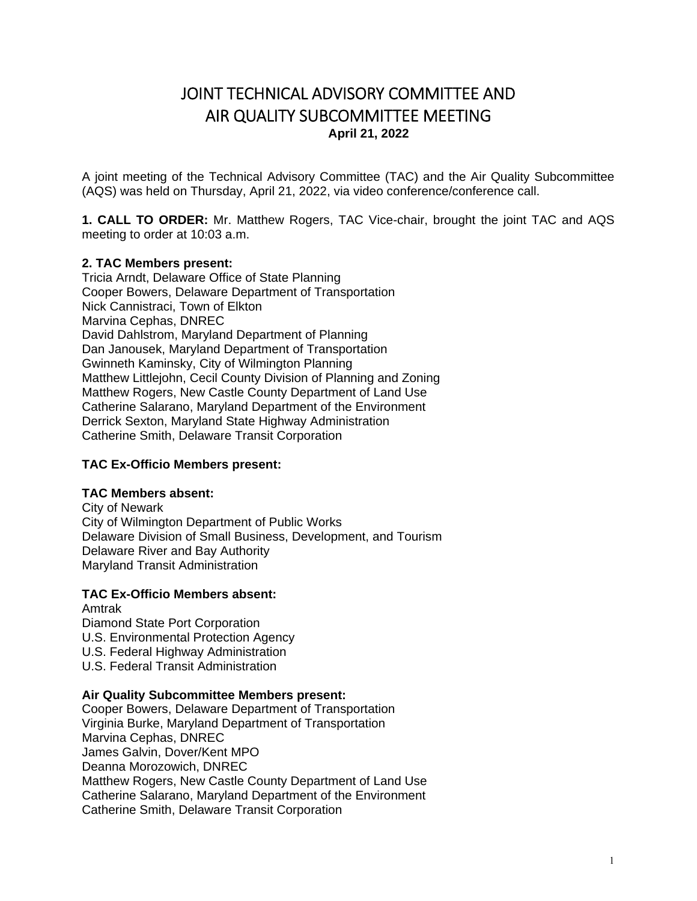# JOINT TECHNICAL ADVISORY COMMITTEE AND AIR QUALITY SUBCOMMITTEE MEETING

**April 21, 2022**

A joint meeting of the Technical Advisory Committee (TAC) and the Air Quality Subcommittee (AQS) was held on Thursday, April 21, 2022, via video conference/conference call.

**1. CALL TO ORDER:** Mr. Matthew Rogers, TAC Vice-chair, brought the joint TAC and AQS meeting to order at 10:03 a.m.

**2. TAC Members present:**
Tricia Arndt, Delaware Office of State Planning
Cooper Bowers, Delaware Department of Transportation
Nick Cannistraci, Town of Elkton
Marvina Cephas, DNREC
David Dahlstrom, Maryland Department of Planning
Dan Janousek, Maryland Department of Transportation
Gwinneth Kaminsky, City of Wilmington Planning
Matthew Littlejohn, Cecil County Division of Planning and Zoning
Matthew Rogers, New Castle County Department of Land Use
Catherine Salarano, Maryland Department of the Environment
Derrick Sexton, Maryland State Highway Administration
Catherine Smith, Delaware Transit Corporation

**TAC Ex-Officio Members present:**

**TAC Members absent:**
City of Newark
City of Wilmington Department of Public Works
Delaware Division of Small Business, Development, and Tourism
Delaware River and Bay Authority
Maryland Transit Administration

**TAC Ex-Officio Members absent:**
Amtrak
Diamond State Port Corporation
U.S. Environmental Protection Agency
U.S. Federal Highway Administration
U.S. Federal Transit Administration

**Air Quality Subcommittee Members present:**
Cooper Bowers, Delaware Department of Transportation
Virginia Burke, Maryland Department of Transportation
Marvina Cephas, DNREC
James Galvin, Dover/Kent MPO
Deanna Morozowich, DNREC
Matthew Rogers, New Castle County Department of Land Use
Catherine Salarano, Maryland Department of the Environment
Catherine Smith, Delaware Transit Corporation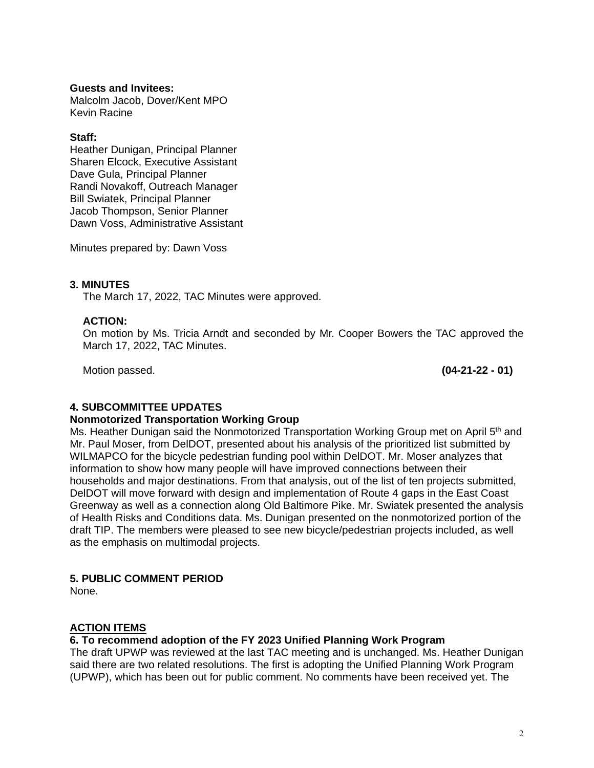**Guests and Invitees:**
Malcolm Jacob, Dover/Kent MPO
Kevin Racine

**Staff:**
Heather Dunigan, Principal Planner
Sharen Elcock, Executive Assistant
Dave Gula, Principal Planner
Randi Novakoff, Outreach Manager
Bill Swiatek, Principal Planner
Jacob Thompson, Senior Planner
Dawn Voss, Administrative Assistant

Minutes prepared by: Dawn Voss

**3. MINUTES**

The March 17, 2022, TAC Minutes were approved.

**ACTION:**
On motion by Ms. Tricia Arndt and seconded by Mr. Cooper Bowers the TAC approved the March 17, 2022, TAC Minutes.

Motion passed. **(04-21-22 - 01)**

**4. SUBCOMMITTEE UPDATES**

**Nonmotorized Transportation Working Group**

Ms. Heather Dunigan said the Nonmotorized Transportation Working Group met on April 5th and Mr. Paul Moser, from DelDOT, presented about his analysis of the prioritized list submitted by WILMAPCO for the bicycle pedestrian funding pool within DelDOT. Mr. Moser analyzes that information to show how many people will have improved connections between their households and major destinations. From that analysis, out of the list of ten projects submitted, DelDOT will move forward with design and implementation of Route 4 gaps in the East Coast Greenway as well as a connection along Old Baltimore Pike. Mr. Swiatek presented the analysis of Health Risks and Conditions data. Ms. Dunigan presented on the nonmotorized portion of the draft TIP. The members were pleased to see new bicycle/pedestrian projects included, as well as the emphasis on multimodal projects.

**5. PUBLIC COMMENT PERIOD**

None.

**ACTION ITEMS**

**6. To recommend adoption of the FY 2023 Unified Planning Work Program**

The draft UPWP was reviewed at the last TAC meeting and is unchanged. Ms. Heather Dunigan said there are two related resolutions. The first is adopting the Unified Planning Work Program (UPWP), which has been out for public comment. No comments have been received yet. The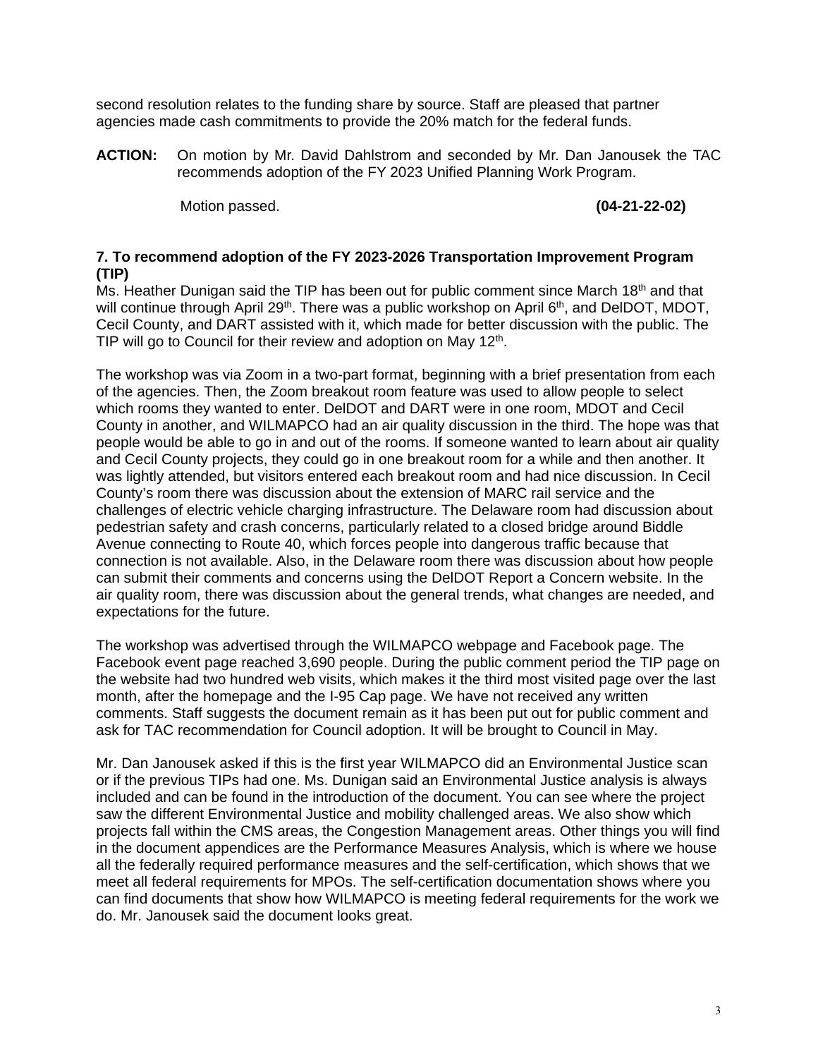second resolution relates to the funding share by source. Staff are pleased that partner agencies made cash commitments to provide the 20% match for the federal funds.

**ACTION:** On motion by Mr. David Dahlstrom and seconded by Mr. Dan Janousek the TAC recommends adoption of the FY 2023 Unified Planning Work Program.

Motion passed. **(04-21-22-02)**

**7. To recommend adoption of the FY 2023-2026 Transportation Improvement Program (TIP)**

Ms. Heather Dunigan said the TIP has been out for public comment since March 18th and that will continue through April 29th. There was a public workshop on April 6th, and DelDOT, MDOT, Cecil County, and DART assisted with it, which made for better discussion with the public. The TIP will go to Council for their review and adoption on May 12th.

The workshop was via Zoom in a two-part format, beginning with a brief presentation from each of the agencies. Then, the Zoom breakout room feature was used to allow people to select which rooms they wanted to enter. DelDOT and DART were in one room, MDOT and Cecil County in another, and WILMAPCO had an air quality discussion in the third. The hope was that people would be able to go in and out of the rooms. If someone wanted to learn about air quality and Cecil County projects, they could go in one breakout room for a while and then another. It was lightly attended, but visitors entered each breakout room and had nice discussion. In Cecil County's room there was discussion about the extension of MARC rail service and the challenges of electric vehicle charging infrastructure. The Delaware room had discussion about pedestrian safety and crash concerns, particularly related to a closed bridge around Biddle Avenue connecting to Route 40, which forces people into dangerous traffic because that connection is not available. Also, in the Delaware room there was discussion about how people can submit their comments and concerns using the DelDOT Report a Concern website. In the air quality room, there was discussion about the general trends, what changes are needed, and expectations for the future.

The workshop was advertised through the WILMAPCO webpage and Facebook page. The Facebook event page reached 3,690 people. During the public comment period the TIP page on the website had two hundred web visits, which makes it the third most visited page over the last month, after the homepage and the I-95 Cap page. We have not received any written comments. Staff suggests the document remain as it has been put out for public comment and ask for TAC recommendation for Council adoption. It will be brought to Council in May.

Mr. Dan Janousek asked if this is the first year WILMAPCO did an Environmental Justice scan or if the previous TIPs had one. Ms. Dunigan said an Environmental Justice analysis is always included and can be found in the introduction of the document. You can see where the project saw the different Environmental Justice and mobility challenged areas. We also show which projects fall within the CMS areas, the Congestion Management areas. Other things you will find in the document appendices are the Performance Measures Analysis, which is where we house all the federally required performance measures and the self-certification, which shows that we meet all federal requirements for MPOs. The self-certification documentation shows where you can find documents that show how WILMAPCO is meeting federal requirements for the work we do. Mr. Janousek said the document looks great.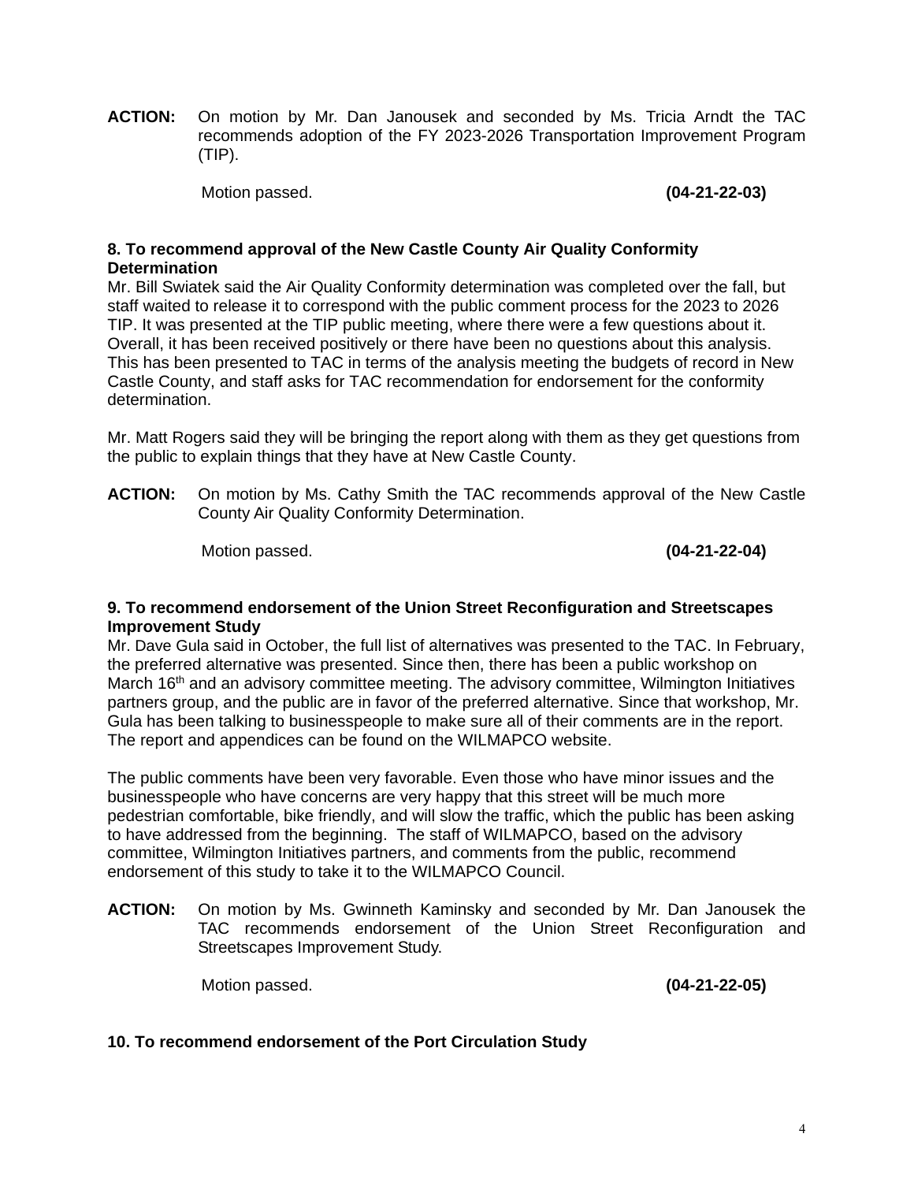**ACTION:** On motion by Mr. Dan Janousek and seconded by Ms. Tricia Arndt the TAC recommends adoption of the FY 2023-2026 Transportation Improvement Program (TIP).

Motion passed. **(04-21-22-03)**

**8. To recommend approval of the New Castle County Air Quality Conformity Determination**

Mr. Bill Swiatek said the Air Quality Conformity determination was completed over the fall, but staff waited to release it to correspond with the public comment process for the 2023 to 2026 TIP. It was presented at the TIP public meeting, where there were a few questions about it. Overall, it has been received positively or there have been no questions about this analysis. This has been presented to TAC in terms of the analysis meeting the budgets of record in New Castle County, and staff asks for TAC recommendation for endorsement for the conformity determination.

Mr. Matt Rogers said they will be bringing the report along with them as they get questions from the public to explain things that they have at New Castle County.

**ACTION:** On motion by Ms. Cathy Smith the TAC recommends approval of the New Castle County Air Quality Conformity Determination.

Motion passed. **(04-21-22-04)**

**9. To recommend endorsement of the Union Street Reconfiguration and Streetscapes Improvement Study**

Mr. Dave Gula said in October, the full list of alternatives was presented to the TAC. In February, the preferred alternative was presented. Since then, there has been a public workshop on March 16th and an advisory committee meeting. The advisory committee, Wilmington Initiatives partners group, and the public are in favor of the preferred alternative. Since that workshop, Mr. Gula has been talking to businesspeople to make sure all of their comments are in the report. The report and appendices can be found on the WILMAPCO website.

The public comments have been very favorable. Even those who have minor issues and the businesspeople who have concerns are very happy that this street will be much more pedestrian comfortable, bike friendly, and will slow the traffic, which the public has been asking to have addressed from the beginning. The staff of WILMAPCO, based on the advisory committee, Wilmington Initiatives partners, and comments from the public, recommend endorsement of this study to take it to the WILMAPCO Council.

**ACTION:** On motion by Ms. Gwinneth Kaminsky and seconded by Mr. Dan Janousek the TAC recommends endorsement of the Union Street Reconfiguration and Streetscapes Improvement Study.

Motion passed. **(04-21-22-05)**

**10. To recommend endorsement of the Port Circulation Study**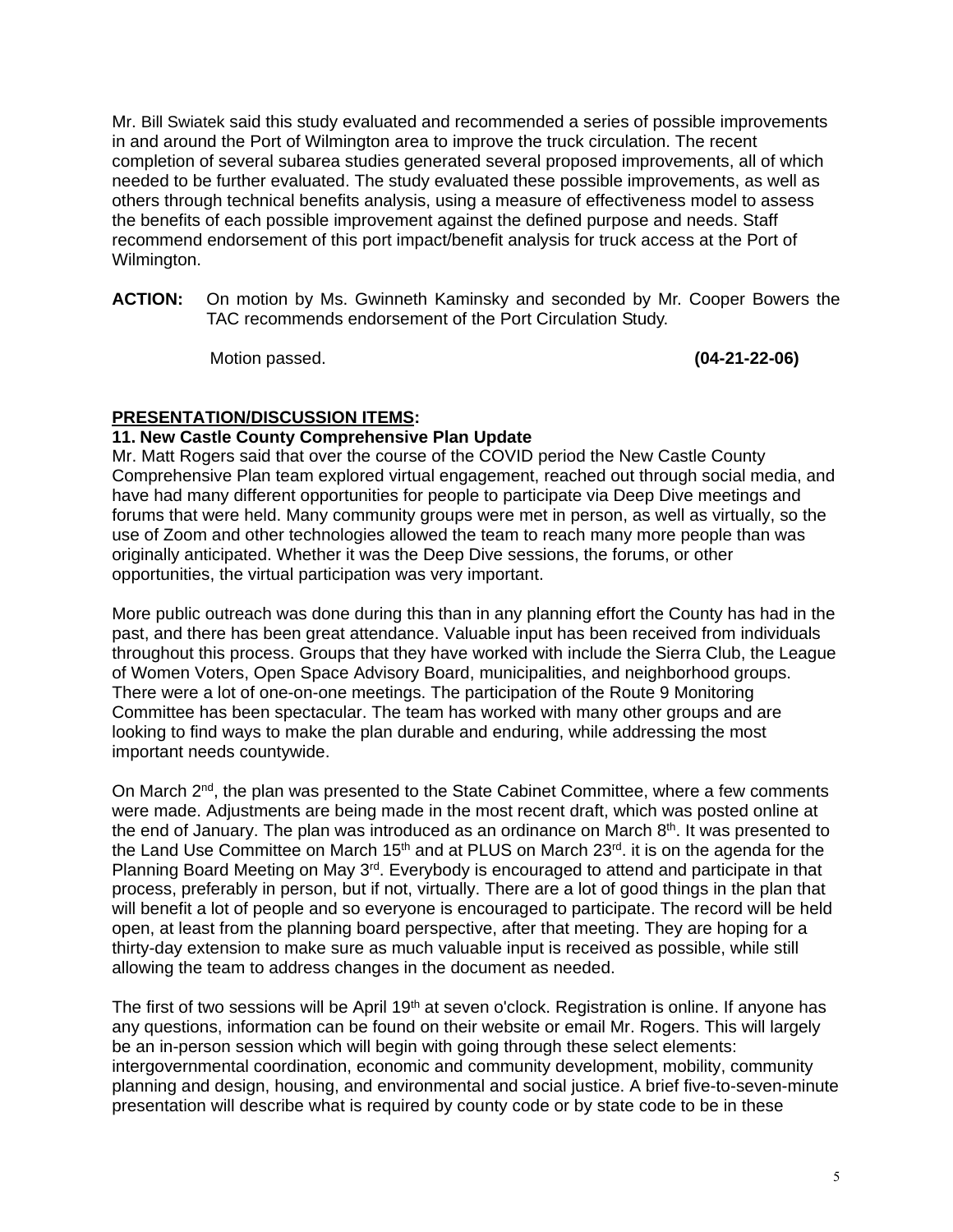Mr. Bill Swiatek said this study evaluated and recommended a series of possible improvements in and around the Port of Wilmington area to improve the truck circulation. The recent completion of several subarea studies generated several proposed improvements, all of which needed to be further evaluated. The study evaluated these possible improvements, as well as others through technical benefits analysis, using a measure of effectiveness model to assess the benefits of each possible improvement against the defined purpose and needs. Staff recommend endorsement of this port impact/benefit analysis for truck access at the Port of Wilmington.

**ACTION:** On motion by Ms. Gwinneth Kaminsky and seconded by Mr. Cooper Bowers the TAC recommends endorsement of the Port Circulation Study.

Motion passed. **(04-21-22-06)**

**PRESENTATION/DISCUSSION ITEMS:**

**11. New Castle County Comprehensive Plan Update**

Mr. Matt Rogers said that over the course of the COVID period the New Castle County Comprehensive Plan team explored virtual engagement, reached out through social media, and have had many different opportunities for people to participate via Deep Dive meetings and forums that were held. Many community groups were met in person, as well as virtually, so the use of Zoom and other technologies allowed the team to reach many more people than was originally anticipated. Whether it was the Deep Dive sessions, the forums, or other opportunities, the virtual participation was very important.

More public outreach was done during this than in any planning effort the County has had in the past, and there has been great attendance. Valuable input has been received from individuals throughout this process. Groups that they have worked with include the Sierra Club, the League of Women Voters, Open Space Advisory Board, municipalities, and neighborhood groups. There were a lot of one-on-one meetings. The participation of the Route 9 Monitoring Committee has been spectacular. The team has worked with many other groups and are looking to find ways to make the plan durable and enduring, while addressing the most important needs countywide.

On March 2nd, the plan was presented to the State Cabinet Committee, where a few comments were made. Adjustments are being made in the most recent draft, which was posted online at the end of January. The plan was introduced as an ordinance on March 8th. It was presented to the Land Use Committee on March 15th and at PLUS on March 23rd. it is on the agenda for the Planning Board Meeting on May 3rd. Everybody is encouraged to attend and participate in that process, preferably in person, but if not, virtually. There are a lot of good things in the plan that will benefit a lot of people and so everyone is encouraged to participate. The record will be held open, at least from the planning board perspective, after that meeting. They are hoping for a thirty-day extension to make sure as much valuable input is received as possible, while still allowing the team to address changes in the document as needed.

The first of two sessions will be April 19th at seven o'clock. Registration is online. If anyone has any questions, information can be found on their website or email Mr. Rogers. This will largely be an in-person session which will begin with going through these select elements: intergovernmental coordination, economic and community development, mobility, community planning and design, housing, and environmental and social justice. A brief five-to-seven-minute presentation will describe what is required by county code or by state code to be in these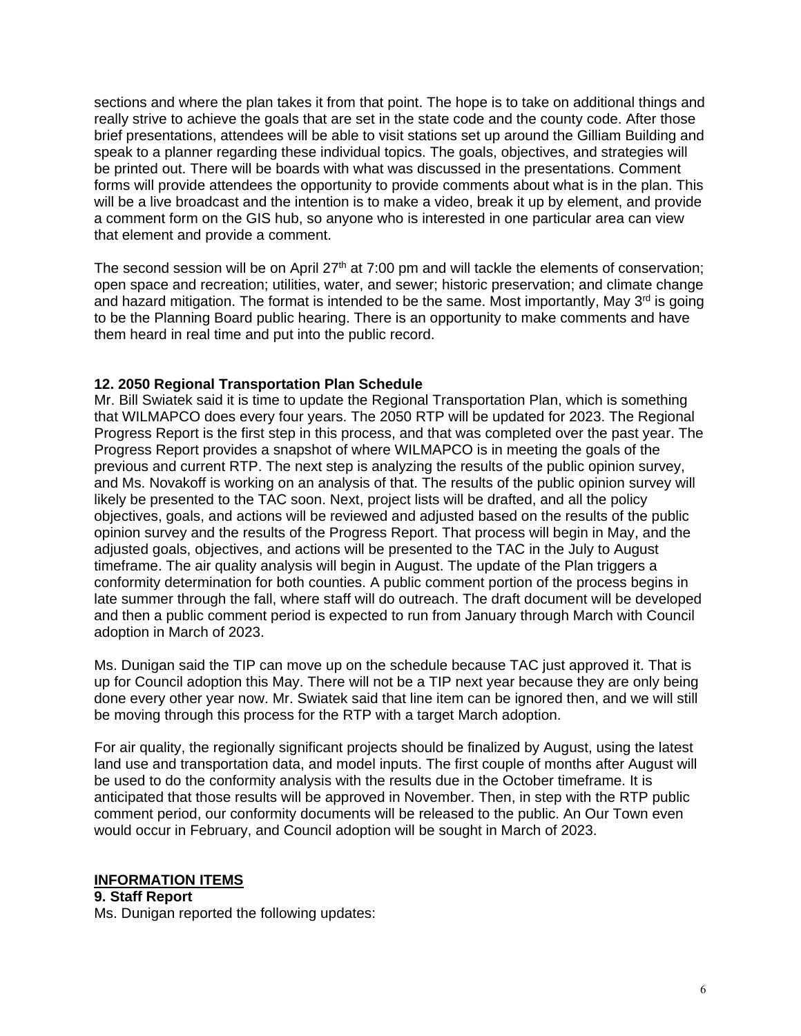sections and where the plan takes it from that point. The hope is to take on additional things and really strive to achieve the goals that are set in the state code and the county code. After those brief presentations, attendees will be able to visit stations set up around the Gilliam Building and speak to a planner regarding these individual topics. The goals, objectives, and strategies will be printed out. There will be boards with what was discussed in the presentations. Comment forms will provide attendees the opportunity to provide comments about what is in the plan. This will be a live broadcast and the intention is to make a video, break it up by element, and provide a comment form on the GIS hub, so anyone who is interested in one particular area can view that element and provide a comment.

The second session will be on April 27th at 7:00 pm and will tackle the elements of conservation; open space and recreation; utilities, water, and sewer; historic preservation; and climate change and hazard mitigation. The format is intended to be the same. Most importantly, May 3rd is going to be the Planning Board public hearing. There is an opportunity to make comments and have them heard in real time and put into the public record.

**12. 2050 Regional Transportation Plan Schedule**

Mr. Bill Swiatek said it is time to update the Regional Transportation Plan, which is something that WILMAPCO does every four years. The 2050 RTP will be updated for 2023. The Regional Progress Report is the first step in this process, and that was completed over the past year. The Progress Report provides a snapshot of where WILMAPCO is in meeting the goals of the previous and current RTP. The next step is analyzing the results of the public opinion survey, and Ms. Novakoff is working on an analysis of that. The results of the public opinion survey will likely be presented to the TAC soon. Next, project lists will be drafted, and all the policy objectives, goals, and actions will be reviewed and adjusted based on the results of the public opinion survey and the results of the Progress Report. That process will begin in May, and the adjusted goals, objectives, and actions will be presented to the TAC in the July to August timeframe. The air quality analysis will begin in August. The update of the Plan triggers a conformity determination for both counties. A public comment portion of the process begins in late summer through the fall, where staff will do outreach. The draft document will be developed and then a public comment period is expected to run from January through March with Council adoption in March of 2023.

Ms. Dunigan said the TIP can move up on the schedule because TAC just approved it. That is up for Council adoption this May. There will not be a TIP next year because they are only being done every other year now. Mr. Swiatek said that line item can be ignored then, and we will still be moving through this process for the RTP with a target March adoption.

For air quality, the regionally significant projects should be finalized by August, using the latest land use and transportation data, and model inputs. The first couple of months after August will be used to do the conformity analysis with the results due in the October timeframe. It is anticipated that those results will be approved in November. Then, in step with the RTP public comment period, our conformity documents will be released to the public. An Our Town even would occur in February, and Council adoption will be sought in March of 2023.

**INFORMATION ITEMS**

**9. Staff Report**

Ms. Dunigan reported the following updates: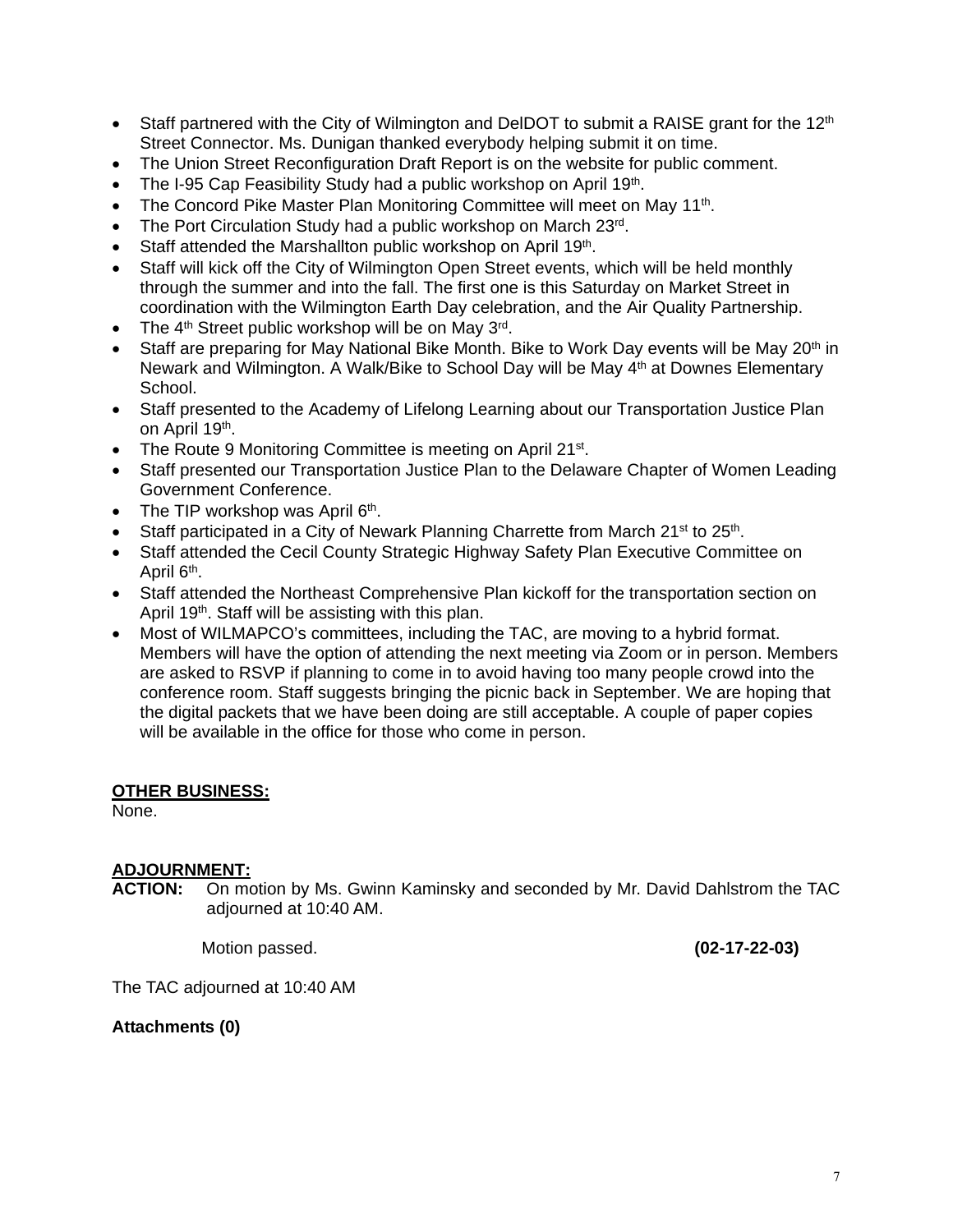- Staff partnered with the City of Wilmington and DelDOT to submit a RAISE grant for the 12th Street Connector. Ms. Dunigan thanked everybody helping submit it on time.
- The Union Street Reconfiguration Draft Report is on the website for public comment.
- The I-95 Cap Feasibility Study had a public workshop on April 19th.
- The Concord Pike Master Plan Monitoring Committee will meet on May 11th.
- The Port Circulation Study had a public workshop on March 23rd.
- Staff attended the Marshallton public workshop on April 19th.
- Staff will kick off the City of Wilmington Open Street events, which will be held monthly through the summer and into the fall. The first one is this Saturday on Market Street in coordination with the Wilmington Earth Day celebration, and the Air Quality Partnership.
- The 4th Street public workshop will be on May 3rd.
- Staff are preparing for May National Bike Month. Bike to Work Day events will be May 20th in Newark and Wilmington. A Walk/Bike to School Day will be May 4th at Downes Elementary School.
- Staff presented to the Academy of Lifelong Learning about our Transportation Justice Plan on April 19th.
- The Route 9 Monitoring Committee is meeting on April 21st.
- Staff presented our Transportation Justice Plan to the Delaware Chapter of Women Leading Government Conference.
- The TIP workshop was April 6th.
- Staff participated in a City of Newark Planning Charrette from March 21st to 25th.
- Staff attended the Cecil County Strategic Highway Safety Plan Executive Committee on April 6th.
- Staff attended the Northeast Comprehensive Plan kickoff for the transportation section on April 19th. Staff will be assisting with this plan.
- Most of WILMAPCO's committees, including the TAC, are moving to a hybrid format. Members will have the option of attending the next meeting via Zoom or in person. Members are asked to RSVP if planning to come in to avoid having too many people crowd into the conference room. Staff suggests bringing the picnic back in September. We are hoping that the digital packets that we have been doing are still acceptable. A couple of paper copies will be available in the office for those who come in person.

**OTHER BUSINESS:**
None.

**ADJOURNMENT:**
**ACTION:** On motion by Ms. Gwinn Kaminsky and seconded by Mr. David Dahlstrom the TAC adjourned at 10:40 AM.

Motion passed. **(02-17-22-03)**

The TAC adjourned at 10:40 AM

**Attachments (0)**